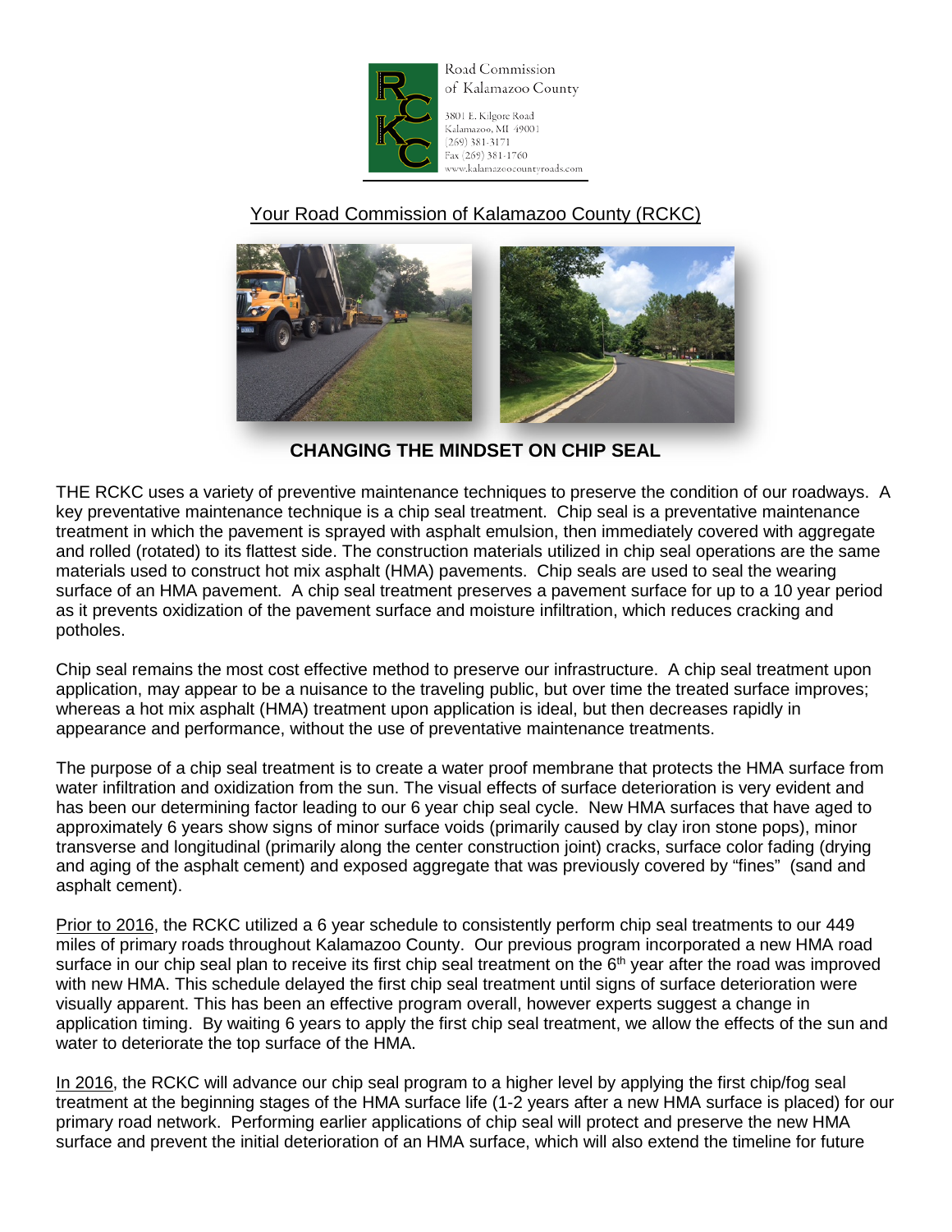Road Commission of Kalamazoo County

3801 E. Kilgore Road
Kalamazoo, MI 49001
(269) 381-3171
Fax (269) 381-1760
www.kalamazoocountyroads.com

Your Road Commission of Kalamazoo County (RCKC)

## CHANGING THE MINDSET ON CHIP SEAL

THE RCKC uses a variety of preventive maintenance techniques to preserve the condition of our roadways. A key preventative maintenance technique is a chip seal treatment. Chip seal is a preventative maintenance treatment in which the pavement is sprayed with asphalt emulsion, then immediately covered with aggregate and rolled (rotated) to its flattest side. The construction materials utilized in chip seal operations are the same materials used to construct hot mix asphalt (HMA) pavements. Chip seals are used to seal the wearing surface of an HMA pavement. A chip seal treatment preserves a pavement surface for up to a 10 year period as it prevents oxidization of the pavement surface and moisture infiltration, which reduces cracking and potholes.

Chip seal remains the most cost effective method to preserve our infrastructure. A chip seal treatment upon application, may appear to be a nuisance to the traveling public, but over time the treated surface improves; whereas a hot mix asphalt (HMA) treatment upon application is ideal, but then decreases rapidly in appearance and performance, without the use of preventative maintenance treatments.

The purpose of a chip seal treatment is to create a water proof membrane that protects the HMA surface from water infiltration and oxidization from the sun. The visual effects of surface deterioration is very evident and has been our determining factor leading to our 6 year chip seal cycle. New HMA surfaces that have aged to approximately 6 years show signs of minor surface voids (primarily caused by clay iron stone pops), minor transverse and longitudinal (primarily along the center construction joint) cracks, surface color fading (drying and aging of the asphalt cement) and exposed aggregate that was previously covered by "fines" (sand and asphalt cement).

Prior to 2016, the RCKC utilized a 6 year schedule to consistently perform chip seal treatments to our 449 miles of primary roads throughout Kalamazoo County. Our previous program incorporated a new HMA road surface in our chip seal plan to receive its first chip seal treatment on the 6th year after the road was improved with new HMA. This schedule delayed the first chip seal treatment until signs of surface deterioration were visually apparent. This has been an effective program overall, however experts suggest a change in application timing. By waiting 6 years to apply the first chip seal treatment, we allow the effects of the sun and water to deteriorate the top surface of the HMA.

In 2016, the RCKC will advance our chip seal program to a higher level by applying the first chip/fog seal treatment at the beginning stages of the HMA surface life (1-2 years after a new HMA surface is placed) for our primary road network. Performing earlier applications of chip seal will protect and preserve the new HMA surface and prevent the initial deterioration of an HMA surface, which will also extend the timeline for future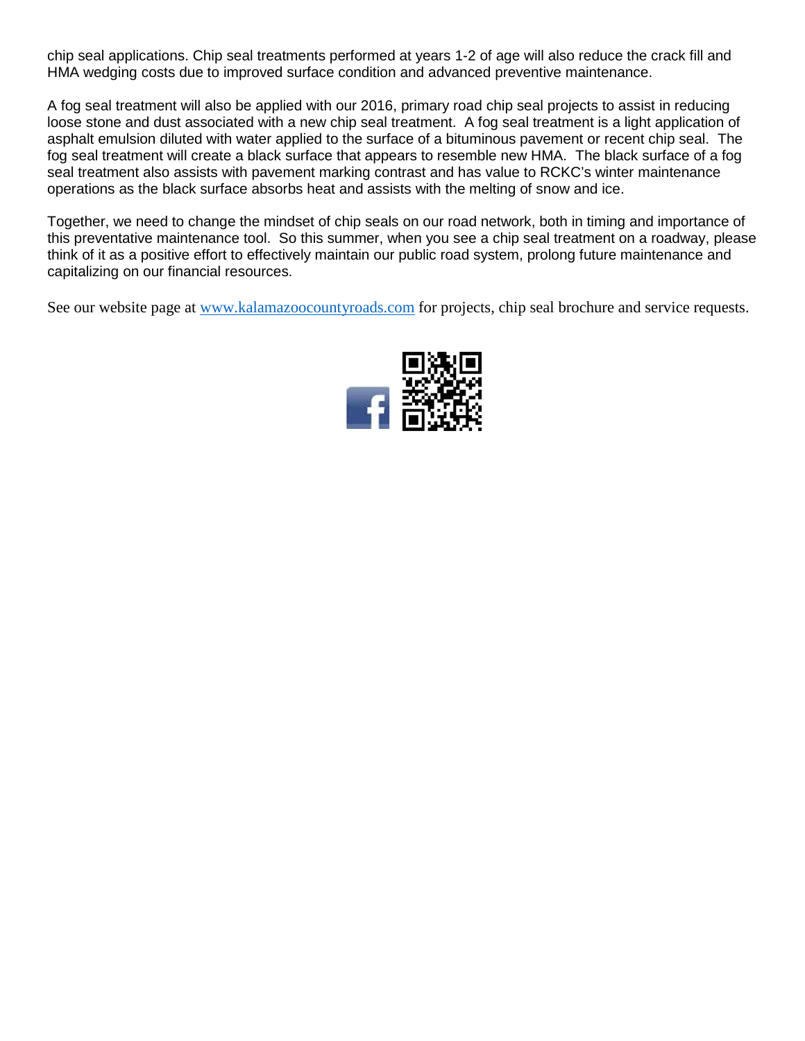chip seal applications. Chip seal treatments performed at years 1-2 of age will also reduce the crack fill and HMA wedging costs due to improved surface condition and advanced preventive maintenance.

A fog seal treatment will also be applied with our 2016, primary road chip seal projects to assist in reducing loose stone and dust associated with a new chip seal treatment. A fog seal treatment is a light application of asphalt emulsion diluted with water applied to the surface of a bituminous pavement or recent chip seal. The fog seal treatment will create a black surface that appears to resemble new HMA. The black surface of a fog seal treatment also assists with pavement marking contrast and has value to RCKC's winter maintenance operations as the black surface absorbs heat and assists with the melting of snow and ice.

Together, we need to change the mindset of chip seals on our road network, both in timing and importance of this preventative maintenance tool. So this summer, when you see a chip seal treatment on a roadway, please think of it as a positive effort to effectively maintain our public road system, prolong future maintenance and capitalizing on our financial resources.

See our website page at [www.kalamazoocountyroads.com](http://www.kalamazoocountyroads.com) for projects, chip seal brochure and service requests.